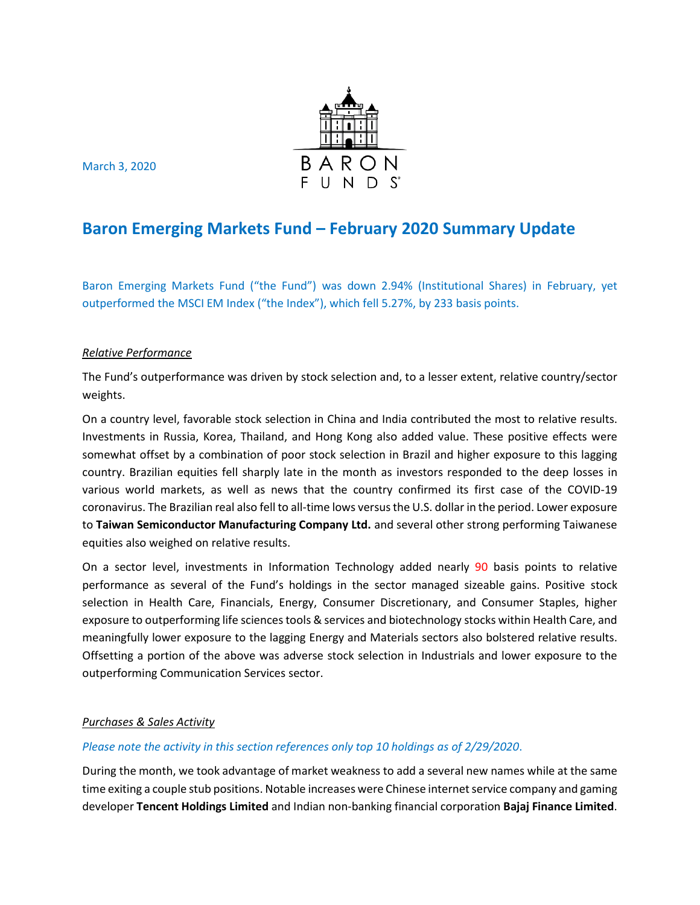March 3, 2020

BARON FUNDS

# Baron Emerging Markets Fund – February 2020 Summary Update

Baron Emerging Markets Fund ("the Fund") was down 2.94% (Institutional Shares) in February, yet outperformed the MSCI EM Index ("the Index"), which fell 5.27%, by 233 basis points.

## *Relative Performance*

The Fund's outperformance was driven by stock selection and, to a lesser extent, relative country/sector weights.

On a country level, favorable stock selection in China and India contributed the most to relative results. Investments in Russia, Korea, Thailand, and Hong Kong also added value. These positive effects were somewhat offset by a combination of poor stock selection in Brazil and higher exposure to this lagging country. Brazilian equities fell sharply late in the month as investors responded to the deep losses in various world markets, as well as news that the country confirmed its first case of the COVID-19 coronavirus. The Brazilian real also fell to all-time lows versus the U.S. dollar in the period. Lower exposure to **Taiwan Semiconductor Manufacturing Company Ltd.** and several other strong performing Taiwanese equities also weighed on relative results.

On a sector level, investments in Information Technology added nearly 90 basis points to relative performance as several of the Fund's holdings in the sector managed sizeable gains. Positive stock selection in Health Care, Financials, Energy, Consumer Discretionary, and Consumer Staples, higher exposure to outperforming life sciences tools & services and biotechnology stocks within Health Care, and meaningfully lower exposure to the lagging Energy and Materials sectors also bolstered relative results. Offsetting a portion of the above was adverse stock selection in Industrials and lower exposure to the outperforming Communication Services sector.

## *Purchases & Sales Activity*

*Please note the activity in this section references only top 10 holdings as of 2/29/2020.*

During the month, we took advantage of market weakness to add a several new names while at the same time exiting a couple stub positions. Notable increases were Chinese internet service company and gaming developer **Tencent Holdings Limited** and Indian non-banking financial corporation **Bajaj Finance Limited**.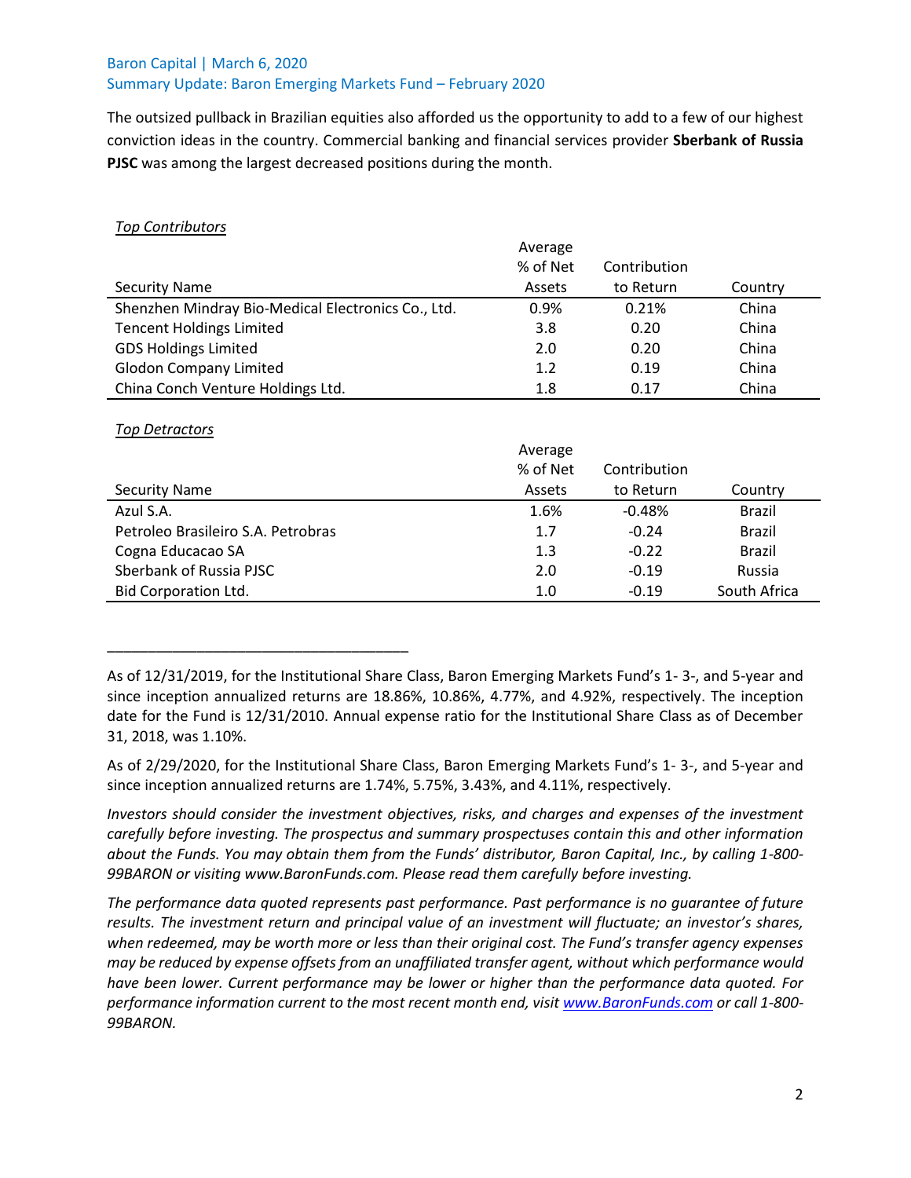The outsized pullback in Brazilian equities also afforded us the opportunity to add to a few of our highest conviction ideas in the country. Commercial banking and financial services provider **Sberbank of Russia PJSC** was among the largest decreased positions during the month.

*Top Contributors*

| Security Name | Average % of Net Assets | Contribution to Return | Country |
|---|---|---|---|
| Shenzhen Mindray Bio-Medical Electronics Co., Ltd. | 0.9% | 0.21% | China |
| Tencent Holdings Limited | 3.8 | 0.20 | China |
| GDS Holdings Limited | 2.0 | 0.20 | China |
| Glodon Company Limited | 1.2 | 0.19 | China |
| China Conch Venture Holdings Ltd. | 1.8 | 0.17 | China |

*Top Detractors*

| Security Name | Average % of Net Assets | Contribution to Return | Country |
|---|---|---|---|
| Azul S.A. | 1.6% | -0.48% | Brazil |
| Petroleo Brasileiro S.A. Petrobras | 1.7 | -0.24 | Brazil |
| Cogna Educacao SA | 1.3 | -0.22 | Brazil |
| Sberbank of Russia PJSC | 2.0 | -0.19 | Russia |
| Bid Corporation Ltd. | 1.0 | -0.19 | South Africa |

---

As of 12/31/2019, for the Institutional Share Class, Baron Emerging Markets Fund's 1- 3-, and 5-year and since inception annualized returns are 18.86%, 10.86%, 4.77%, and 4.92%, respectively. The inception date for the Fund is 12/31/2010. Annual expense ratio for the Institutional Share Class as of December 31, 2018, was 1.10%.

As of 2/29/2020, for the Institutional Share Class, Baron Emerging Markets Fund's 1- 3-, and 5-year and since inception annualized returns are 1.74%, 5.75%, 3.43%, and 4.11%, respectively.

*Investors should consider the investment objectives, risks, and charges and expenses of the investment carefully before investing. The prospectus and summary prospectuses contain this and other information about the Funds. You may obtain them from the Funds' distributor, Baron Capital, Inc., by calling 1-800-99BARON or visiting www.BaronFunds.com. Please read them carefully before investing.*

*The performance data quoted represents past performance. Past performance is no guarantee of future results. The investment return and principal value of an investment will fluctuate; an investor's shares, when redeemed, may be worth more or less than their original cost. The Fund's transfer agency expenses may be reduced by expense offsets from an unaffiliated transfer agent, without which performance would have been lower. Current performance may be lower or higher than the performance data quoted. For performance information current to the most recent month end, visit www.BaronFunds.com or call 1-800-99BARON.*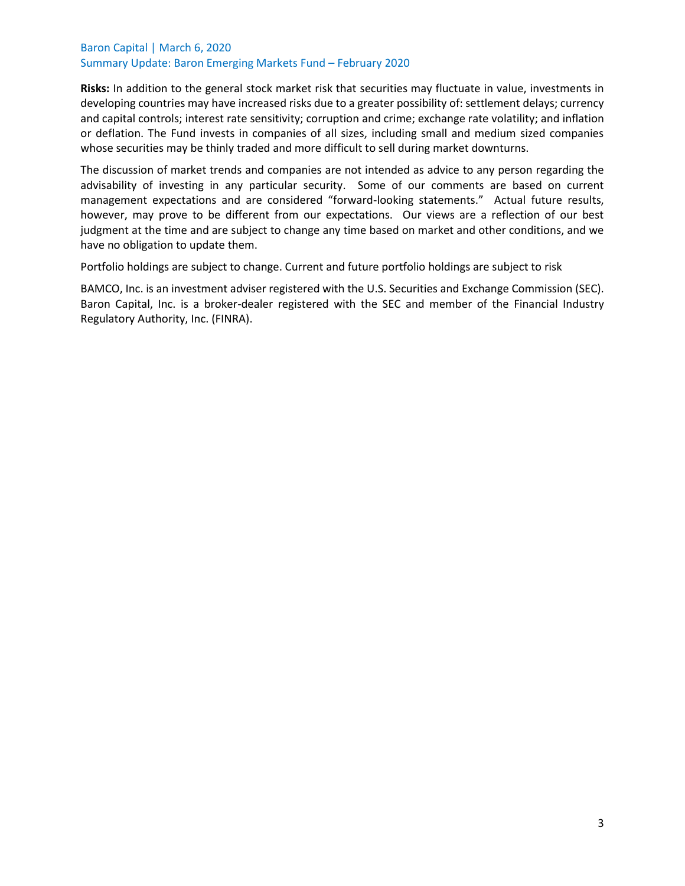**Risks:** In addition to the general stock market risk that securities may fluctuate in value, investments in developing countries may have increased risks due to a greater possibility of: settlement delays; currency and capital controls; interest rate sensitivity; corruption and crime; exchange rate volatility; and inflation or deflation. The Fund invests in companies of all sizes, including small and medium sized companies whose securities may be thinly traded and more difficult to sell during market downturns.

The discussion of market trends and companies are not intended as advice to any person regarding the advisability of investing in any particular security. Some of our comments are based on current management expectations and are considered "forward-looking statements." Actual future results, however, may prove to be different from our expectations. Our views are a reflection of our best judgment at the time and are subject to change any time based on market and other conditions, and we have no obligation to update them.

Portfolio holdings are subject to change. Current and future portfolio holdings are subject to risk

BAMCO, Inc. is an investment adviser registered with the U.S. Securities and Exchange Commission (SEC). Baron Capital, Inc. is a broker-dealer registered with the SEC and member of the Financial Industry Regulatory Authority, Inc. (FINRA).